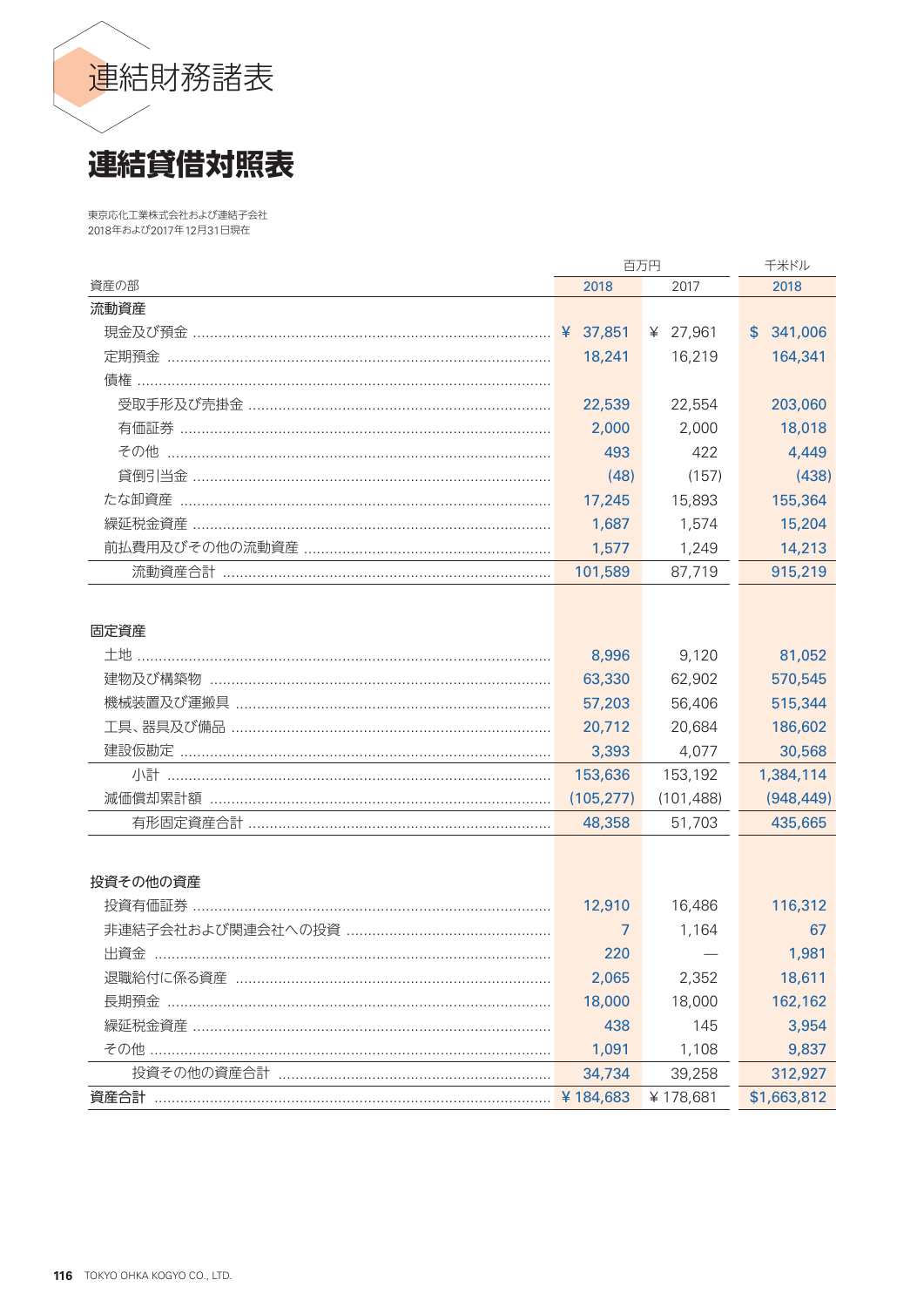# 連結財務諸表

## 連結貸借対照表

東京応化工業株式会社および連結子会社
2018年および2017年12月31日現在

| 資産の部 | 百万円 2018 | 百万円 2017 | 千米ドル 2018 |
|---|---|---|---|
| **流動資産** | | | |
| 現金及び預金 | ¥ 37,851 | ¥ 27,961 | $ 341,006 |
| 定期預金 | 18,241 | 16,219 | 164,341 |
| 債権 | | | |
| 受取手形及び売掛金 | 22,539 | 22,554 | 203,060 |
| 有価証券 | 2,000 | 2,000 | 18,018 |
| その他 | 493 | 422 | 4,449 |
| 貸倒引当金 | (48) | (157) | (438) |
| たな卸資産 | 17,245 | 15,893 | 155,364 |
| 繰延税金資産 | 1,687 | 1,574 | 15,204 |
| 前払費用及びその他の流動資産 | 1,577 | 1,249 | 14,213 |
| 流動資産合計 | 101,589 | 87,719 | 915,219 |
| **固定資産** | | | |
| 土地 | 8,996 | 9,120 | 81,052 |
| 建物及び構築物 | 63,330 | 62,902 | 570,545 |
| 機械装置及び運搬具 | 57,203 | 56,406 | 515,344 |
| 工具、器具及び備品 | 20,712 | 20,684 | 186,602 |
| 建設仮勘定 | 3,393 | 4,077 | 30,568 |
| 小計 | 153,636 | 153,192 | 1,384,114 |
| 減価償却累計額 | (105,277) | (101,488) | (948,449) |
| 有形固定資産合計 | 48,358 | 51,703 | 435,665 |
| **投資その他の資産** | | | |
| 投資有価証券 | 12,910 | 16,486 | 116,312 |
| 非連結子会社および関連会社への投資 | 7 | 1,164 | 67 |
| 出資金 | 220 | — | 1,981 |
| 退職給付に係る資産 | 2,065 | 2,352 | 18,611 |
| 長期預金 | 18,000 | 18,000 | 162,162 |
| 繰延税金資産 | 438 | 145 | 3,954 |
| その他 | 1,091 | 1,108 | 9,837 |
| 投資その他の資産合計 | 34,734 | 39,258 | 312,927 |
| **資産合計** | ¥ 184,683 | ¥ 178,681 | $1,663,812 |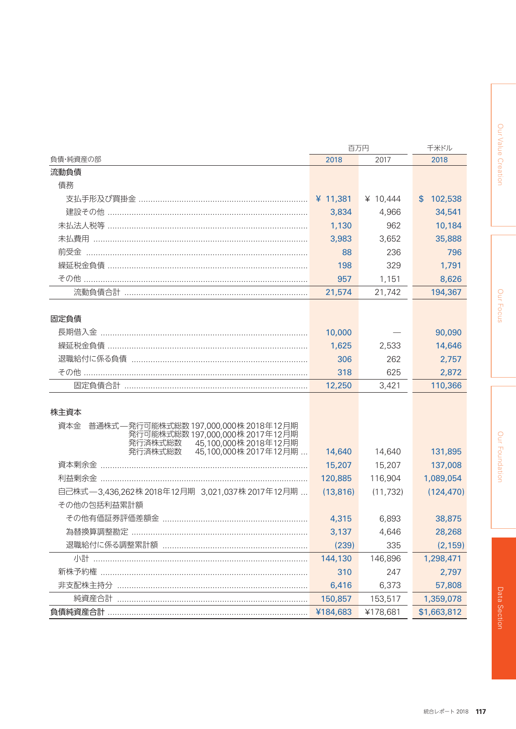| 負債･純資産の部 | 百万円 | | 千米ドル |
|---|---|---|---|
| | 2018 | 2017 | 2018 |
| **流動負債** | | | |
| 債務 | | | |
| 支払手形及び買掛金 | ¥ 11,381 | ¥ 10,444 | $ 102,538 |
| 建設その他 | 3,834 | 4,966 | 34,541 |
| 未払法人税等 | 1,130 | 962 | 10,184 |
| 未払費用 | 3,983 | 3,652 | 35,888 |
| 前受金 | 88 | 236 | 796 |
| 繰延税金負債 | 198 | 329 | 1,791 |
| その他 | 957 | 1,151 | 8,626 |
| 流動負債合計 | 21,574 | 21,742 | 194,367 |
| **固定負債** | | | |
| 長期借入金 | 10,000 | — | 90,090 |
| 繰延税金負債 | 1,625 | 2,533 | 14,646 |
| 退職給付に係る負債 | 306 | 262 | 2,757 |
| その他 | 318 | 625 | 2,872 |
| 固定負債合計 | 12,250 | 3,421 | 110,366 |
| **株主資本** | | | |
| 資本金　普通株式―発行可能株式総数 197,000,000株 2018年12月期<br>発行可能株式総数 197,000,000株 2017年12月期<br>発行済株式総数　45,100,000株 2018年12月期<br>発行済株式総数　45,100,000株 2017年12月期 | 14,640 | 14,640 | 131,895 |
| 資本剰余金 | 15,207 | 15,207 | 137,008 |
| 利益剰余金 | 120,885 | 116,904 | 1,089,054 |
| 自己株式―3,436,262株 2018年12月期　3,021,037株 2017年12月期 | (13,816) | (11,732) | (124,470) |
| その他の包括利益累計額 | | | |
| その他有価証券評価差額金 | 4,315 | 6,893 | 38,875 |
| 為替換算調整勘定 | 3,137 | 4,646 | 28,268 |
| 退職給付に係る調整累計額 | (239) | 335 | (2,159) |
| 小計 | 144,130 | 146,896 | 1,298,471 |
| 新株予約権 | 310 | 247 | 2,797 |
| 非支配株主持分 | 6,416 | 6,373 | 57,808 |
| 純資産合計 | 150,857 | 153,517 | 1,359,078 |
| **負債純資産合計** | ¥184,683 | ¥178,681 | $1,663,812 |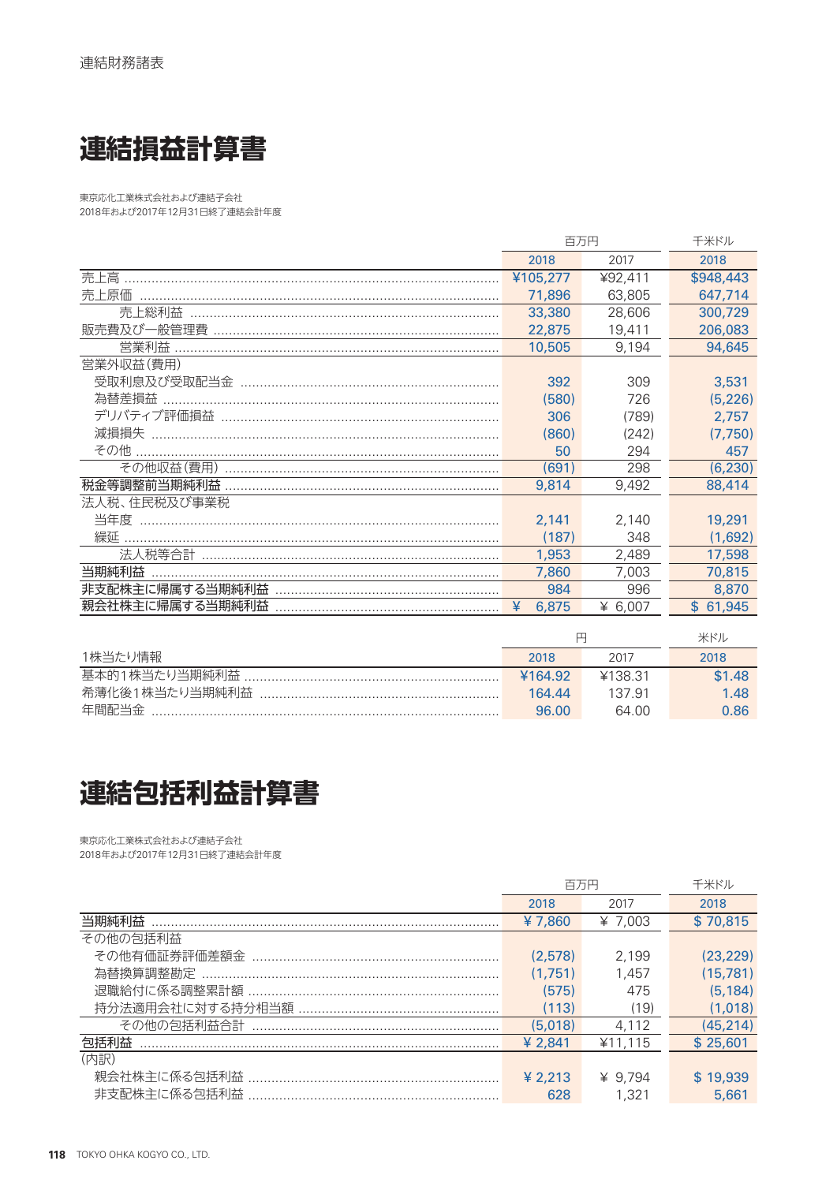連結財務諸表

# 連結損益計算書

東京応化工業株式会社および連結子会社
2018年および2017年12月31日終了連結会計年度

| | 百万円 | | 千米ドル |
|---|---|---|---|
| | 2018 | 2017 | 2018 |
| 売上高 | ¥105,277 | ¥92,411 | $948,443 |
| 売上原価 | 71,896 | 63,805 | 647,714 |
| 売上総利益 | 33,380 | 28,606 | 300,729 |
| 販売費及び一般管理費 | 22,875 | 19,411 | 206,083 |
| 営業利益 | 10,505 | 9,194 | 94,645 |
| 営業外収益(費用) | | | |
| 受取利息及び受取配当金 | 392 | 309 | 3,531 |
| 為替差損益 | (580) | 726 | (5,226) |
| デリバティブ評価損益 | 306 | (789) | 2,757 |
| 減損損失 | (860) | (242) | (7,750) |
| その他 | 50 | 294 | 457 |
| その他収益(費用) | (691) | 298 | (6,230) |
| 税金等調整前当期純利益 | 9,814 | 9,492 | 88,414 |
| 法人税、住民税及び事業税 | | | |
| 当年度 | 2,141 | 2,140 | 19,291 |
| 繰延 | (187) | 348 | (1,692) |
| 法人税等合計 | 1,953 | 2,489 | 17,598 |
| 当期純利益 | 7,860 | 7,003 | 70,815 |
| 非支配株主に帰属する当期純利益 | 984 | 996 | 8,870 |
| 親会社株主に帰属する当期純利益 | ¥ 6,875 | ¥ 6,007 | $ 61,945 |

| | 円 | | 米ドル |
|---|---|---|---|
| 1株当たり情報 | 2018 | 2017 | 2018 |
| 基本的1株当たり当期純利益 | ¥164.92 | ¥138.31 | $1.48 |
| 希薄化後1株当たり当期純利益 | 164.44 | 137.91 | 1.48 |
| 年間配当金 | 96.00 | 64.00 | 0.86 |

# 連結包括利益計算書

東京応化工業株式会社および連結子会社
2018年および2017年12月31日終了連結会計年度

| | 百万円 | | 千米ドル |
|---|---|---|---|
| | 2018 | 2017 | 2018 |
| 当期純利益 | ¥ 7,860 | ¥ 7,003 | $ 70,815 |
| その他の包括利益 | | | |
| その他有価証券評価差額金 | (2,578) | 2,199 | (23,229) |
| 為替換算調整勘定 | (1,751) | 1,457 | (15,781) |
| 退職給付に係る調整累計額 | (575) | 475 | (5,184) |
| 持分法適用会社に対する持分相当額 | (113) | (19) | (1,018) |
| その他の包括利益合計 | (5,018) | 4,112 | (45,214) |
| 包括利益 | ¥ 2,841 | ¥11,115 | $ 25,601 |
| (内訳) | | | |
| 親会社株主に係る包括利益 | ¥ 2,213 | ¥ 9,794 | $ 19,939 |
| 非支配株主に係る包括利益 | 628 | 1,321 | 5,661 |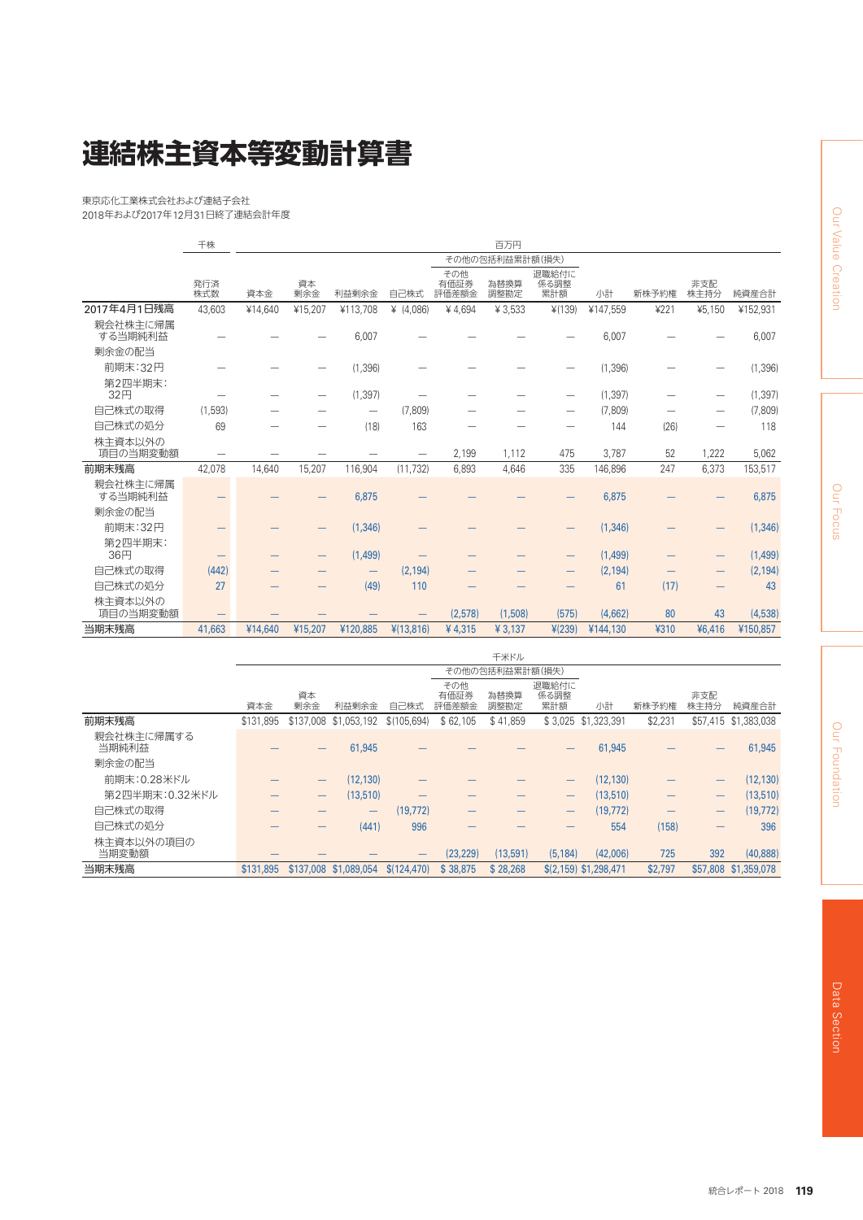# 連結株主資本等変動計算書

東京応化工業株式会社および連結子会社
2018年および2017年12月31日終了連結会計年度

| | 千株 | 百万円 | | | | | | | | | | |
|---|---|---|---|---|---|---|---|---|---|---|---|---|
| | | | | | | その他の包括利益累計額(損失) | | | | | | |
| | 発行済株式数 | 資本金 | 資本剰余金 | 利益剰余金 | 自己株式 | その他有価証券評価差額金 | 為替換算調整勘定 | 退職給付に係る調整累計額 | 小計 | 新株予約権 | 非支配株主持分 | 純資産合計 |
| **2017年4月1日残高** | 43,603 | ¥14,640 | ¥15,207 | ¥113,708 | ¥ (4,086) | ¥ 4,694 | ¥ 3,533 | ¥(139) | ¥147,559 | ¥221 | ¥5,150 | ¥152,931 |
| 親会社株主に帰属する当期純利益 | — | — | — | 6,007 | — | — | — | — | 6,007 | — | — | 6,007 |
| 剰余金の配当 | | | | | | | | | | | | |
| 前期末:32円 | — | — | — | (1,396) | — | — | — | — | (1,396) | — | — | (1,396) |
| 第2四半期末:32円 | — | — | — | (1,397) | — | — | — | — | (1,397) | — | — | (1,397) |
| 自己株式の取得 | (1,593) | — | — | — | (7,809) | — | — | — | (7,809) | — | — | (7,809) |
| 自己株式の処分 | 69 | — | — | (18) | 163 | — | — | — | 144 | (26) | — | 118 |
| 株主資本以外の項目の当期変動額 | — | — | — | — | — | 2,199 | 1,112 | 475 | 3,787 | 52 | 1,222 | 5,062 |
| **前期末残高** | 42,078 | 14,640 | 15,207 | 116,904 | (11,732) | 6,893 | 4,646 | 335 | 146,896 | 247 | 6,373 | 153,517 |
| 親会社株主に帰属する当期純利益 | — | — | — | 6,875 | — | — | — | — | 6,875 | — | — | 6,875 |
| 剰余金の配当 | | | | | | | | | | | | |
| 前期末:32円 | — | — | — | (1,346) | — | — | — | — | (1,346) | — | — | (1,346) |
| 第2四半期末:36円 | — | — | — | (1,499) | — | — | — | — | (1,499) | — | — | (1,499) |
| 自己株式の取得 | (442) | — | — | — | (2,194) | — | — | — | (2,194) | — | — | (2,194) |
| 自己株式の処分 | 27 | — | — | (49) | 110 | — | — | — | 61 | (17) | — | 43 |
| 株主資本以外の項目の当期変動額 | — | — | — | — | — | (2,578) | (1,508) | (575) | (4,662) | 80 | 43 | (4,538) |
| **当期末残高** | 41,663 | ¥14,640 | ¥15,207 | ¥120,885 | ¥(13,816) | ¥ 4,315 | ¥ 3,137 | ¥(239) | ¥144,130 | ¥310 | ¥6,416 | ¥150,857 |

| | 千米ドル | | | | | | | | | | |
|---|---|---|---|---|---|---|---|---|---|---|---|
| | | | | | その他の包括利益累計額(損失) | | | | | | |
| | 資本金 | 資本剰余金 | 利益剰余金 | 自己株式 | その他有価証券評価差額金 | 為替換算調整勘定 | 退職給付に係る調整累計額 | 小計 | 新株予約権 | 非支配株主持分 | 純資産合計 |
| **前期末残高** | $131,895 | $137,008 | $1,053,192 | $(105,694) | $ 62,105 | $ 41,859 | $ 3,025 | $1,323,391 | $2,231 | $57,415 | $1,383,038 |
| 親会社株主に帰属する当期純利益 | — | — | 61,945 | — | — | — | — | 61,945 | — | — | 61,945 |
| 剰余金の配当 | | | | | | | | | | | |
| 前期末:0.28米ドル | — | — | (12,130) | — | — | — | — | (12,130) | — | — | (12,130) |
| 第2四半期末:0.32米ドル | — | — | (13,510) | — | — | — | — | (13,510) | — | — | (13,510) |
| 自己株式の取得 | — | — | — | (19,772) | — | — | — | (19,772) | — | — | (19,772) |
| 自己株式の処分 | — | — | (441) | 996 | — | — | — | 554 | (158) | — | 396 |
| 株主資本以外の項目の当期変動額 | — | — | — | — | (23,229) | (13,591) | (5,184) | (42,006) | 725 | 392 | (40,888) |
| **当期末残高** | $131,895 | $137,008 | $1,089,054 | $(124,470) | $ 38,875 | $ 28,268 | $(2,159) | $1,298,471 | $2,797 | $57,808 | $1,359,078 |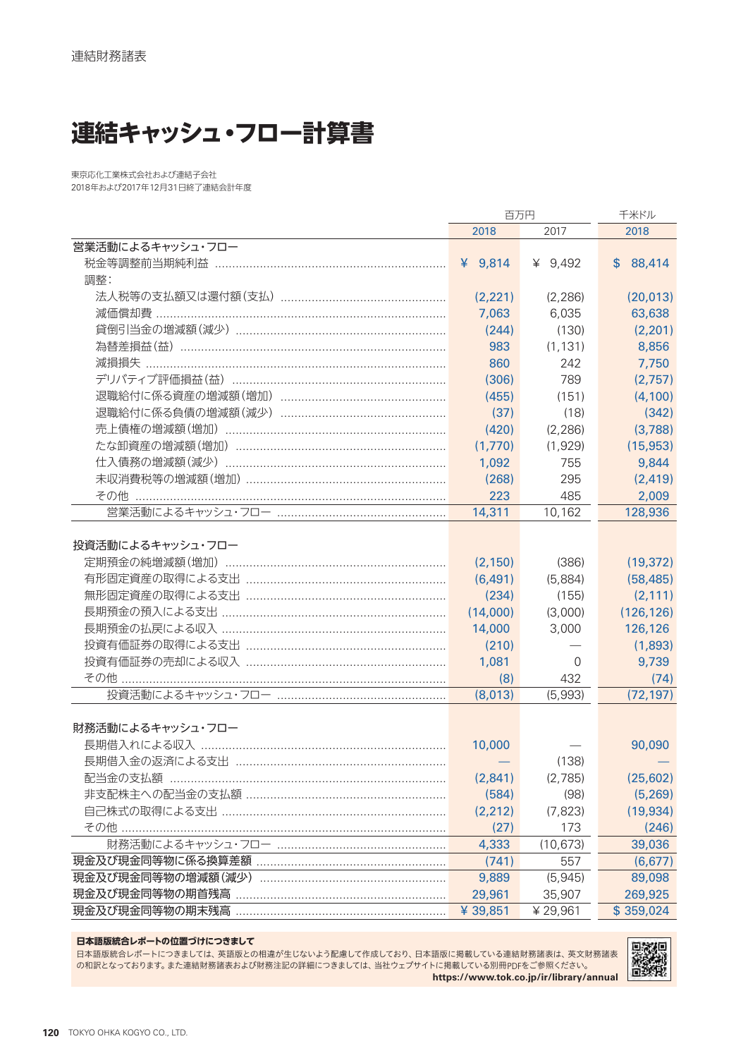連結財務諸表

# 連結キャッシュ・フロー計算書

東京応化工業株式会社および連結子会社
2018年および2017年12月31日終了連結会計年度

| | 百万円 | | 千米ドル |
|---|---|---|---|
| | 2018 | 2017 | 2018 |
| **営業活動によるキャッシュ・フロー** | | | |
| 税金等調整前当期純利益 | ¥ 9,814 | ¥ 9,492 | $ 88,414 |
| 調整： | | | |
| 法人税等の支払額又は還付額（支払） | (2,221) | (2,286) | (20,013) |
| 減価償却費 | 7,063 | 6,035 | 63,638 |
| 貸倒引当金の増減額（減少） | (244) | (130) | (2,201) |
| 為替差損益（益） | 983 | (1,131) | 8,856 |
| 減損損失 | 860 | 242 | 7,750 |
| デリバティブ評価損益（益） | (306) | 789 | (2,757) |
| 退職給付に係る資産の増減額（増加） | (455) | (151) | (4,100) |
| 退職給付に係る負債の増減額（減少） | (37) | (18) | (342) |
| 売上債権の増減額（増加） | (420) | (2,286) | (3,788) |
| たな卸資産の増減額（増加） | (1,770) | (1,929) | (15,953) |
| 仕入債務の増減額（減少） | 1,092 | 755 | 9,844 |
| 未収消費税等の増減額（増加） | (268) | 295 | (2,419) |
| その他 | 223 | 485 | 2,009 |
| 営業活動によるキャッシュ・フロー | 14,311 | 10,162 | 128,936 |
| **投資活動によるキャッシュ・フロー** | | | |
| 定期預金の純増減額（増加） | (2,150) | (386) | (19,372) |
| 有形固定資産の取得による支出 | (6,491) | (5,884) | (58,485) |
| 無形固定資産の取得による支出 | (234) | (155) | (2,111) |
| 長期預金の預入による支出 | (14,000) | (3,000) | (126,126) |
| 長期預金の払戻による収入 | 14,000 | 3,000 | 126,126 |
| 投資有価証券の取得による支出 | (210) | — | (1,893) |
| 投資有価証券の売却による収入 | 1,081 | 0 | 9,739 |
| その他 | (8) | 432 | (74) |
| 投資活動によるキャッシュ・フロー | (8,013) | (5,993) | (72,197) |
| **財務活動によるキャッシュ・フロー** | | | |
| 長期借入れによる収入 | 10,000 | — | 90,090 |
| 長期借入金の返済による支出 | — | (138) | — |
| 配当金の支払額 | (2,841) | (2,785) | (25,602) |
| 非支配株主への配当金の支払額 | (584) | (98) | (5,269) |
| 自己株式の取得による支出 | (2,212) | (7,823) | (19,934) |
| その他 | (27) | 173 | (246) |
| 財務活動によるキャッシュ・フロー | 4,333 | (10,673) | 39,036 |
| **現金及び現金同等物に係る換算差額** | (741) | 557 | (6,677) |
| **現金及び現金同等物の増減額（減少）** | 9,889 | (5,945) | 89,098 |
| **現金及び現金同等物の期首残高** | 29,961 | 35,907 | 269,925 |
| **現金及び現金同等物の期末残高** | ¥ 39,851 | ¥ 29,961 | $ 359,024 |

**日本語版統合レポートの位置づけにつきまして**

日本語版統合レポートにつきましては、英語版との相違が生じないよう配慮して作成しており、日本語版に掲載している連結財務諸表は、英文財務諸表の和訳となっております。また連結財務諸表および財務注記の詳細につきましては、当社ウェブサイトに掲載している別冊PDFをご参照ください。

**https://www.tok.co.jp/ir/library/annual**